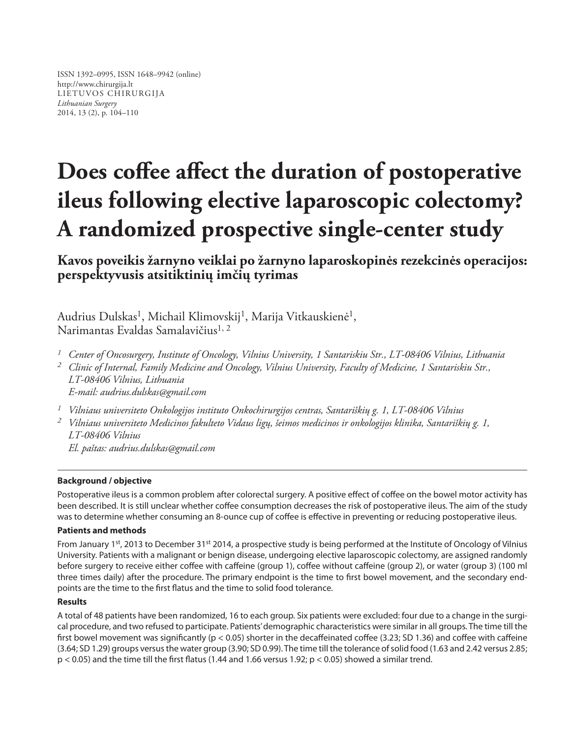ISSN 1392–0995, ISSN 1648–9942 (online)
http://www.chirurgija.lt
LIETUVOS CHIRURGIJA
*Lithuanian Surgery*
2014, 13 (2), p. 104–110

# Does coffee affect the duration of postoperative ileus following elective laparoscopic colectomy? A randomized prospective single-center study

## Kavos poveikis žarnyno veiklai po žarnyno laparoskopinės rezekcinės operacijos: perspektyvusis atsitiktinių imčių tyrimas

Audrius Dulskas[1], Michail Klimovskij[1], Marija Vitkauskienė[1], Narimantas Evaldas Samalavičius[1, 2]

[1] *Center of Oncosurgery, Institute of Oncology, Vilnius University, 1 Santariskiu Str., LT-08406 Vilnius, Lithuania*
[2] *Clinic of Internal, Family Medicine and Oncology, Vilnius University, Faculty of Medicine, 1 Santariskiu Str., LT-08406 Vilnius, Lithuania*
*E-mail: audrius.dulskas@gmail.com*

[1] *Vilniaus universiteto Onkologijos instituto Onkochirurgijos centras, Santariškių g. 1, LT-08406 Vilnius*
[2] *Vilniaus universiteto Medicinos fakulteto Vidaus ligų, šeimos medicinos ir onkologijos klinika, Santariškių g. 1, LT-08406 Vilnius*
*El. paštas: audrius.dulskas@gmail.com*

---

**Background / objective**

Postoperative ileus is a common problem after colorectal surgery. A positive effect of coffee on the bowel motor activity has been described. It is still unclear whether coffee consumption decreases the risk of postoperative ileus. The aim of the study was to determine whether consuming an 8-ounce cup of coffee is effective in preventing or reducing postoperative ileus.

**Patients and methods**

From January 1st, 2013 to December 31st 2014, a prospective study is being performed at the Institute of Oncology of Vilnius University. Patients with a malignant or benign disease, undergoing elective laparoscopic colectomy, are assigned randomly before surgery to receive either coffee with caffeine (group 1), coffee without caffeine (group 2), or water (group 3) (100 ml three times daily) after the procedure. The primary endpoint is the time to first bowel movement, and the secondary endpoints are the time to the first flatus and the time to solid food tolerance.

**Results**

A total of 48 patients have been randomized, 16 to each group. Six patients were excluded: four due to a change in the surgical procedure, and two refused to participate. Patients' demographic characteristics were similar in all groups. The time till the first bowel movement was significantly ($p < 0.05$) shorter in the decaffeinated coffee (3.23; SD 1.36) and coffee with caffeine (3.64; SD 1.29) groups versus the water group (3.90; SD 0.99). The time till the tolerance of solid food (1.63 and 2.42 versus 2.85; $p < 0.05$) and the time till the first flatus (1.44 and 1.66 versus 1.92; $p < 0.05$) showed a similar trend.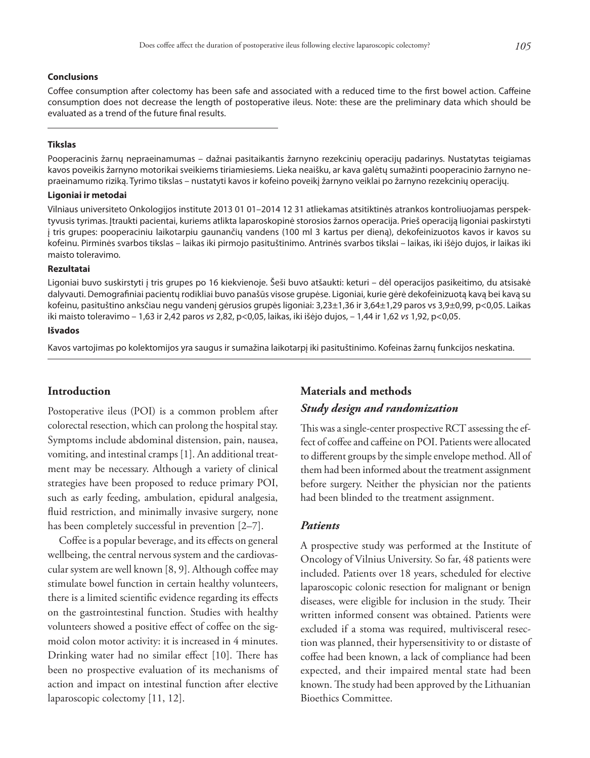#### Conclusions

Coffee consumption after colectomy has been safe and associated with a reduced time to the first bowel action. Caffeine consumption does not decrease the length of postoperative ileus. Note: these are the preliminary data which should be evaluated as a trend of the future final results.

---

#### Tikslas

Pooperacinis žarnų nepraeinamumas – dažnai pasitaikantis žarnyno rezekcinių operacijų padarinys. Nustatytas teigiamas kavos poveikis žarnyno motorikai sveikiems tiriamiesiems. Lieka neaišku, ar kava galėtų sumažinti pooperacinio žarnyno nepraeinamumo riziką. Tyrimo tikslas – nustatyti kavos ir kofeino poveikį žarnyno veiklai po žarnyno rezekcinių operacijų.

#### Ligoniai ir metodai

Vilniaus universiteto Onkologijos institute 2013 01 01–2014 12 31 atliekamas atsitiktinės atrankos kontroliuojamas perspektyvusis tyrimas. Įtraukti pacientai, kuriems atlikta laparoskopinė storosios žarnos operacija. Prieš operaciją ligoniai paskirstyti į tris grupes: pooperaciniu laikotarpiu gaunančių vandens (100 ml 3 kartus per dieną), dekofeinizuotos kavos ir kavos su kofeinu. Pirminės svarbos tikslas – laikas iki pirmojo pasituštinimo. Antrinės svarbos tikslai – laikas, iki išėjo dujos, ir laikas iki maisto toleravimo.

#### Rezultatai

Ligoniai buvo suskirstyti į tris grupes po 16 kiekvienoje. Šeši buvo atšaukti: keturi – dėl operacijos pasikeitimo, du atsisakė dalyvauti. Demografiniai pacientų rodikliai buvo panašūs visose grupėse. Ligoniai, kurie gėrė dekofeinizuotą kavą bei kavą su kofeinu, pasituštino anksčiau negu vandenį gėrusios grupės ligoniai: 3,23±1,36 ir 3,64±1,29 paros vs 3,9±0,99, p<0,05. Laikas iki maisto toleravimo – 1,63 ir 2,42 paros *vs* 2,82, p<0,05, laikas, iki išėjo dujos, – 1,44 ir 1,62 *vs* 1,92, p<0,05.

#### Išvados

Kavos vartojimas po kolektomijos yra saugus ir sumažina laikotarpį iki pasituštinimo. Kofeinas žarnų funkcijos neskatina.

---

## Introduction

Postoperative ileus (POI) is a common problem after colorectal resection, which can prolong the hospital stay. Symptoms include abdominal distension, pain, nausea, vomiting, and intestinal cramps [1]. An additional treatment may be necessary. Although a variety of clinical strategies have been proposed to reduce primary POI, such as early feeding, ambulation, epidural analgesia, fluid restriction, and minimally invasive surgery, none has been completely successful in prevention [2–7].

Coffee is a popular beverage, and its effects on general wellbeing, the central nervous system and the cardiovascular system are well known [8, 9]. Although coffee may stimulate bowel function in certain healthy volunteers, there is a limited scientific evidence regarding its effects on the gastrointestinal function. Studies with healthy volunteers showed a positive effect of coffee on the sigmoid colon motor activity: it is increased in 4 minutes. Drinking water had no similar effect [10]. There has been no prospective evaluation of its mechanisms of action and impact on intestinal function after elective laparoscopic colectomy [11, 12].

## Materials and methods

### *Study design and randomization*

This was a single-center prospective RCT assessing the effect of coffee and caffeine on POI. Patients were allocated to different groups by the simple envelope method. All of them had been informed about the treatment assignment before surgery. Neither the physician nor the patients had been blinded to the treatment assignment.

### *Patients*

A prospective study was performed at the Institute of Oncology of Vilnius University. So far, 48 patients were included. Patients over 18 years, scheduled for elective laparoscopic colonic resection for malignant or benign diseases, were eligible for inclusion in the study. Their written informed consent was obtained. Patients were excluded if a stoma was required, multivisceral resection was planned, their hypersensitivity to or distaste of coffee had been known, a lack of compliance had been expected, and their impaired mental state had been known. The study had been approved by the Lithuanian Bioethics Committee.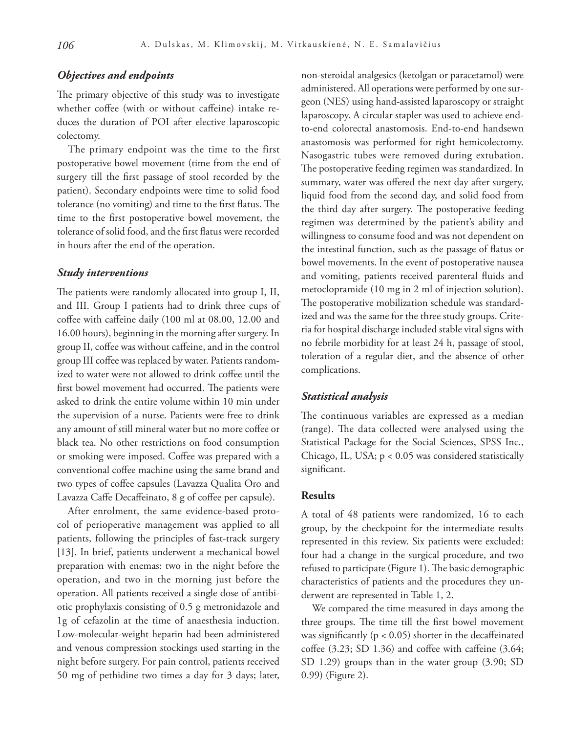### *Objectives and endpoints*

The primary objective of this study was to investigate whether coffee (with or without caffeine) intake reduces the duration of POI after elective laparoscopic colectomy.

The primary endpoint was the time to the first postoperative bowel movement (time from the end of surgery till the first passage of stool recorded by the patient). Secondary endpoints were time to solid food tolerance (no vomiting) and time to the first flatus. The time to the first postoperative bowel movement, the tolerance of solid food, and the first flatus were recorded in hours after the end of the operation.

### *Study interventions*

The patients were randomly allocated into group I, II, and III. Group I patients had to drink three cups of coffee with caffeine daily (100 ml at 08.00, 12.00 and 16.00 hours), beginning in the morning after surgery. In group II, coffee was without caffeine, and in the control group III coffee was replaced by water. Patients randomized to water were not allowed to drink coffee until the first bowel movement had occurred. The patients were asked to drink the entire volume within 10 min under the supervision of a nurse. Patients were free to drink any amount of still mineral water but no more coffee or black tea. No other restrictions on food consumption or smoking were imposed. Coffee was prepared with a conventional coffee machine using the same brand and two types of coffee capsules (Lavazza Qualita Oro and Lavazza Caffe Decaffeinato, 8 g of coffee per capsule).

After enrolment, the same evidence-based protocol of perioperative management was applied to all patients, following the principles of fast-track surgery [13]. In brief, patients underwent a mechanical bowel preparation with enemas: two in the night before the operation, and two in the morning just before the operation. All patients received a single dose of antibiotic prophylaxis consisting of 0.5 g metronidazole and 1g of cefazolin at the time of anaesthesia induction. Low-molecular-weight heparin had been administered and venous compression stockings used starting in the night before surgery. For pain control, patients received 50 mg of pethidine two times a day for 3 days; later, non-steroidal analgesics (ketolgan or paracetamol) were administered. All operations were performed by one surgeon (NES) using hand-assisted laparoscopy or straight laparoscopy. A circular stapler was used to achieve end-to-end colorectal anastomosis. End-to-end handsewn anastomosis was performed for right hemicolectomy. Nasogastric tubes were removed during extubation. The postoperative feeding regimen was standardized. In summary, water was offered the next day after surgery, liquid food from the second day, and solid food from the third day after surgery. The postoperative feeding regimen was determined by the patient's ability and willingness to consume food and was not dependent on the intestinal function, such as the passage of flatus or bowel movements. In the event of postoperative nausea and vomiting, patients received parenteral fluids and metoclopramide (10 mg in 2 ml of injection solution). The postoperative mobilization schedule was standardized and was the same for the three study groups. Criteria for hospital discharge included stable vital signs with no febrile morbidity for at least 24 h, passage of stool, toleration of a regular diet, and the absence of other complications.

### *Statistical analysis*

The continuous variables are expressed as a median (range). The data collected were analysed using the Statistical Package for the Social Sciences, SPSS Inc., Chicago, IL, USA; $p < 0.05$ was considered statistically significant.

## Results

A total of 48 patients were randomized, 16 to each group, by the checkpoint for the intermediate results represented in this review. Six patients were excluded: four had a change in the surgical procedure, and two refused to participate (Figure 1). The basic demographic characteristics of patients and the procedures they underwent are represented in Table 1, 2.

We compared the time measured in days among the three groups. The time till the first bowel movement was significantly ($p < 0.05$) shorter in the decaffeinated coffee (3.23; SD 1.36) and coffee with caffeine (3.64; SD 1.29) groups than in the water group (3.90; SD 0.99) (Figure 2).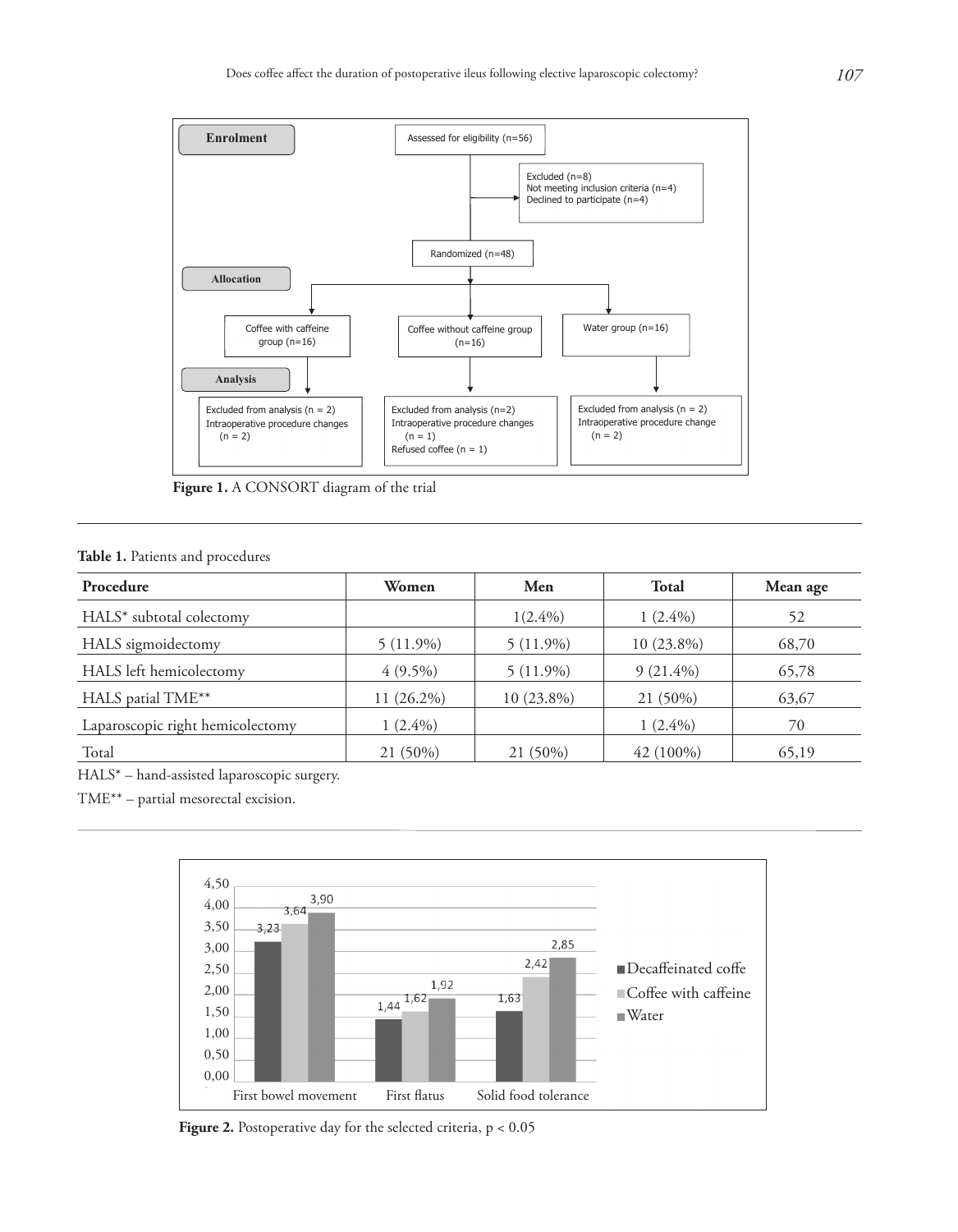**Figure 1.** A CONSORT diagram of the trial

**Table 1.** Patients and procedures

| Procedure | Women | Men | Total | Mean age |
|---|---|---|---|---|
| HALS* subtotal colectomy | | 1(2.4%) | 1 (2.4%) | 52 |
| HALS sigmoidectomy | 5 (11.9%) | 5 (11.9%) | 10 (23.8%) | 68,70 |
| HALS left hemicolectomy | 4 (9.5%) | 5 (11.9%) | 9 (21.4%) | 65,78 |
| HALS patial TME** | 11 (26.2%) | 10 (23.8%) | 21 (50%) | 63,67 |
| Laparoscopic right hemicolectomy | 1 (2.4%) | | 1 (2.4%) | 70 |
| Total | 21 (50%) | 21 (50%) | 42 (100%) | 65,19 |

HALS* – hand-assisted laparoscopic surgery.

TME** – partial mesorectal excision.

**Figure 2.** Postoperative day for the selected criteria, $p < 0.05$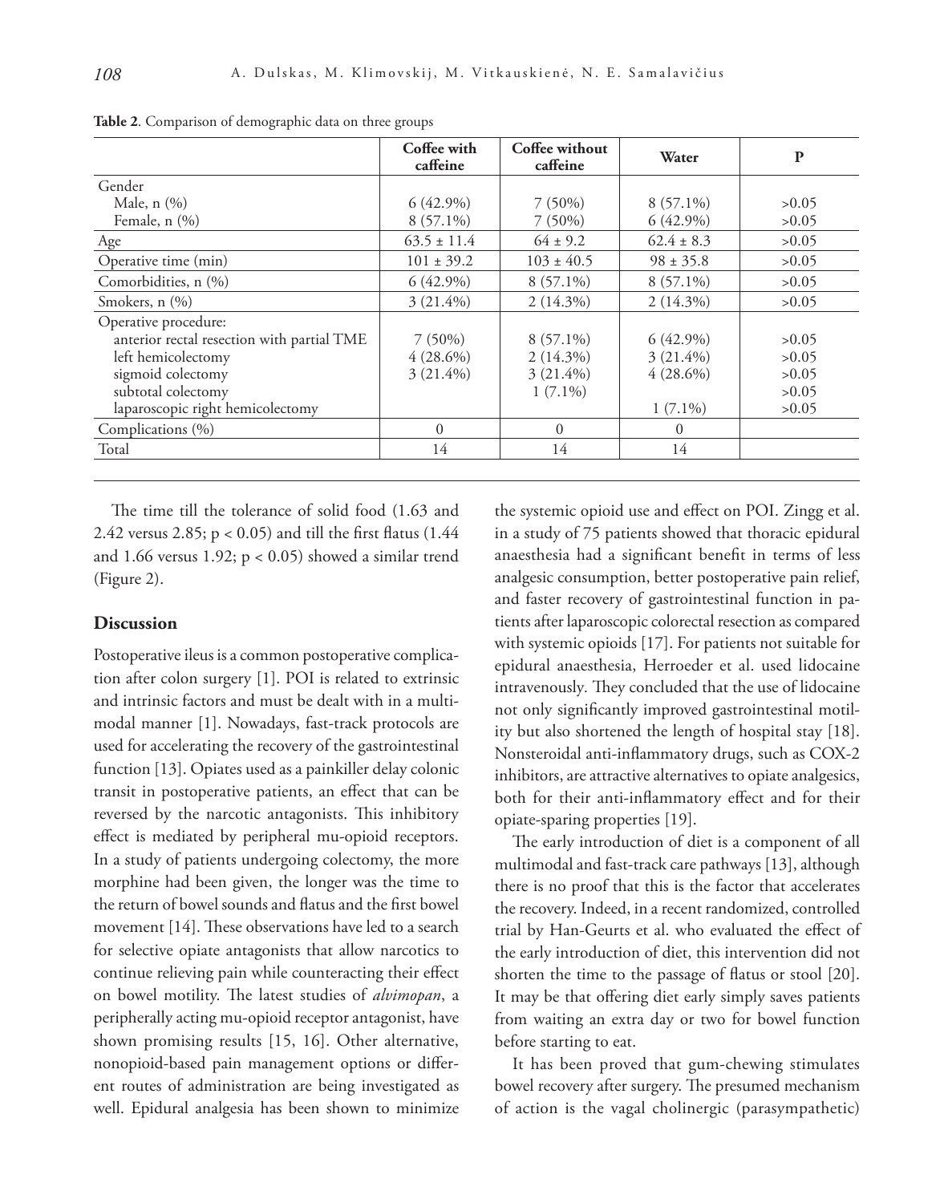**Table 2**. Comparison of demographic data on three groups

| | Coffee with caffeine | Coffee without caffeine | Water | P |
|---|---|---|---|---|
| Gender | | | | |
| Male, n (%) | 6 (42.9%) | 7 (50%) | 8 (57.1%) | >0.05 |
| Female, n (%) | 8 (57.1%) | 7 (50%) | 6 (42.9%) | >0.05 |
| Age | 63.5 ± 11.4 | 64 ± 9.2 | 62.4 ± 8.3 | >0.05 |
| Operative time (min) | 101 ± 39.2 | 103 ± 40.5 | 98 ± 35.8 | >0.05 |
| Comorbidities, n (%) | 6 (42.9%) | 8 (57.1%) | 8 (57.1%) | >0.05 |
| Smokers, n (%) | 3 (21.4%) | 2 (14.3%) | 2 (14.3%) | >0.05 |
| Operative procedure: | | | | |
| anterior rectal resection with partial TME | 7 (50%) | 8 (57.1%) | 6 (42.9%) | >0.05 |
| left hemicolectomy | 4 (28.6%) | 2 (14.3%) | 3 (21.4%) | >0.05 |
| sigmoid colectomy | 3 (21.4%) | 3 (21.4%) | 4 (28.6%) | >0.05 |
| subtotal colectomy | | 1 (7.1%) | | >0.05 |
| laparoscopic right hemicolectomy | | | 1 (7.1%) | >0.05 |
| Complications (%) | 0 | 0 | 0 | |
| Total | 14 | 14 | 14 | |

The time till the tolerance of solid food (1.63 and 2.42 versus 2.85; $p < 0.05$) and till the first flatus (1.44 and 1.66 versus 1.92; $p < 0.05$) showed a similar trend (Figure 2).

## Discussion

Postoperative ileus is a common postoperative complication after colon surgery [1]. POI is related to extrinsic and intrinsic factors and must be dealt with in a multimodal manner [1]. Nowadays, fast-track protocols are used for accelerating the recovery of the gastrointestinal function [13]. Opiates used as a painkiller delay colonic transit in postoperative patients, an effect that can be reversed by the narcotic antagonists. This inhibitory effect is mediated by peripheral mu-opioid receptors. In a study of patients undergoing colectomy, the more morphine had been given, the longer was the time to the return of bowel sounds and flatus and the first bowel movement [14]. These observations have led to a search for selective opiate antagonists that allow narcotics to continue relieving pain while counteracting their effect on bowel motility. The latest studies of *alvimopan*, a peripherally acting mu-opioid receptor antagonist, have shown promising results [15, 16]. Other alternative, nonopioid-based pain management options or different routes of administration are being investigated as well. Epidural analgesia has been shown to minimize the systemic opioid use and effect on POI. Zingg et al. in a study of 75 patients showed that thoracic epidural anaesthesia had a significant benefit in terms of less analgesic consumption, better postoperative pain relief, and faster recovery of gastrointestinal function in patients after laparoscopic colorectal resection as compared with systemic opioids [17]. For patients not suitable for epidural anaesthesia, Herroeder et al. used lidocaine intravenously. They concluded that the use of lidocaine not only significantly improved gastrointestinal motility but also shortened the length of hospital stay [18]. Nonsteroidal anti-inflammatory drugs, such as COX-2 inhibitors, are attractive alternatives to opiate analgesics, both for their anti-inflammatory effect and for their opiate-sparing properties [19].

The early introduction of diet is a component of all multimodal and fast-track care pathways [13], although there is no proof that this is the factor that accelerates the recovery. Indeed, in a recent randomized, controlled trial by Han-Geurts et al. who evaluated the effect of the early introduction of diet, this intervention did not shorten the time to the passage of flatus or stool [20]. It may be that offering diet early simply saves patients from waiting an extra day or two for bowel function before starting to eat.

It has been proved that gum-chewing stimulates bowel recovery after surgery. The presumed mechanism of action is the vagal cholinergic (parasympathetic)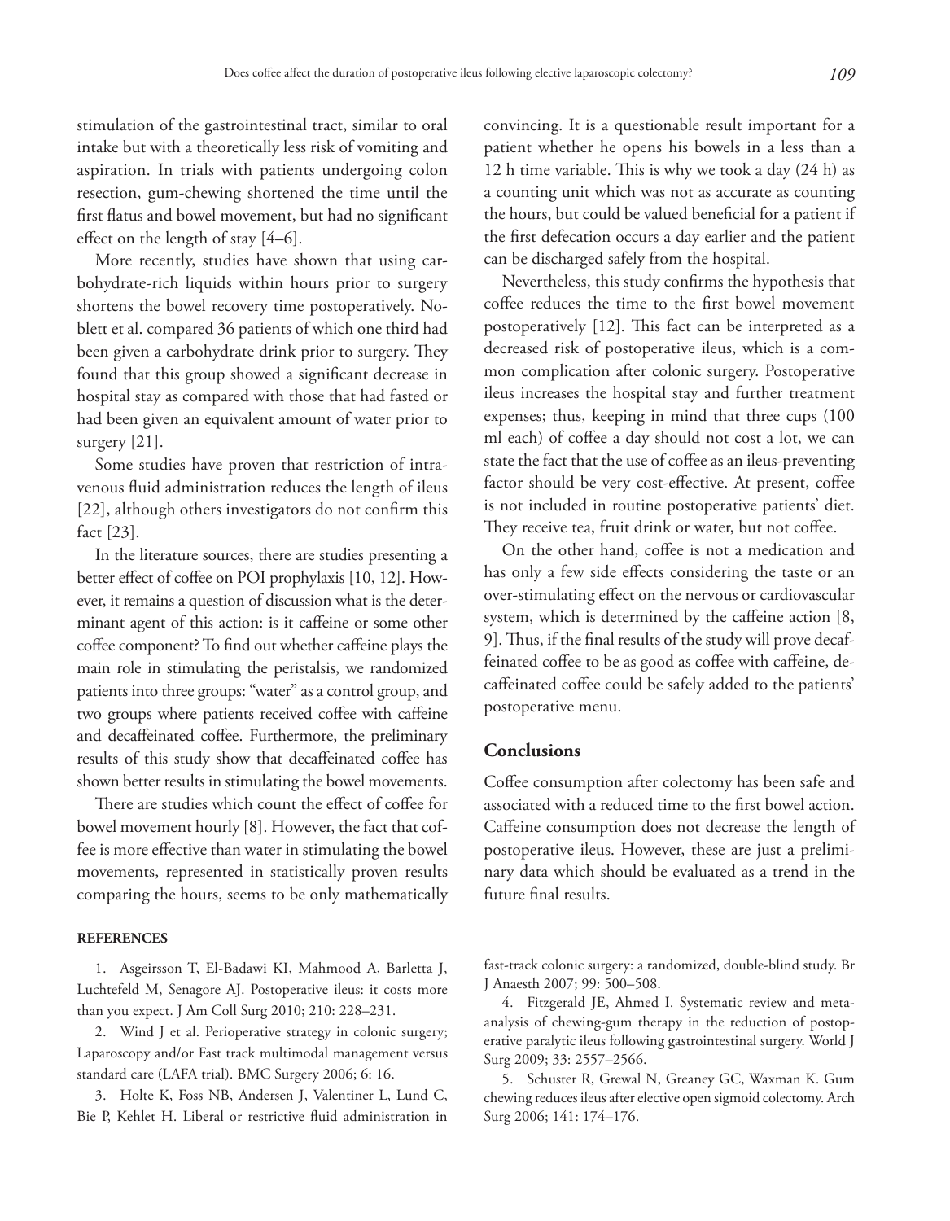stimulation of the gastrointestinal tract, similar to oral intake but with a theoretically less risk of vomiting and aspiration. In trials with patients undergoing colon resection, gum-chewing shortened the time until the first flatus and bowel movement, but had no significant effect on the length of stay [4–6].

More recently, studies have shown that using carbohydrate-rich liquids within hours prior to surgery shortens the bowel recovery time postoperatively. Noblett et al. compared 36 patients of which one third had been given a carbohydrate drink prior to surgery. They found that this group showed a significant decrease in hospital stay as compared with those that had fasted or had been given an equivalent amount of water prior to surgery [21].

Some studies have proven that restriction of intravenous fluid administration reduces the length of ileus [22], although others investigators do not confirm this fact [23].

In the literature sources, there are studies presenting a better effect of coffee on POI prophylaxis [10, 12]. However, it remains a question of discussion what is the determinant agent of this action: is it caffeine or some other coffee component? To find out whether caffeine plays the main role in stimulating the peristalsis, we randomized patients into three groups: "water" as a control group, and two groups where patients received coffee with caffeine and decaffeinated coffee. Furthermore, the preliminary results of this study show that decaffeinated coffee has shown better results in stimulating the bowel movements.

There are studies which count the effect of coffee for bowel movement hourly [8]. However, the fact that coffee is more effective than water in stimulating the bowel movements, represented in statistically proven results comparing the hours, seems to be only mathematically convincing. It is a questionable result important for a patient whether he opens his bowels in a less than a 12 h time variable. This is why we took a day (24 h) as a counting unit which was not as accurate as counting the hours, but could be valued beneficial for a patient if the first defecation occurs a day earlier and the patient can be discharged safely from the hospital.

Nevertheless, this study confirms the hypothesis that coffee reduces the time to the first bowel movement postoperatively [12]. This fact can be interpreted as a decreased risk of postoperative ileus, which is a common complication after colonic surgery. Postoperative ileus increases the hospital stay and further treatment expenses; thus, keeping in mind that three cups (100 ml each) of coffee a day should not cost a lot, we can state the fact that the use of coffee as an ileus-preventing factor should be very cost-effective. At present, coffee is not included in routine postoperative patients' diet. They receive tea, fruit drink or water, but not coffee.

On the other hand, coffee is not a medication and has only a few side effects considering the taste or an over-stimulating effect on the nervous or cardiovascular system, which is determined by the caffeine action [8, 9]. Thus, if the final results of the study will prove decaffeinated coffee to be as good as coffee with caffeine, decaffeinated coffee could be safely added to the patients' postoperative menu.

## Conclusions

Coffee consumption after colectomy has been safe and associated with a reduced time to the first bowel action. Caffeine consumption does not decrease the length of postoperative ileus. However, these are just a preliminary data which should be evaluated as a trend in the future final results.

### REFERENCES

1. Asgeirsson T, El-Badawi KI, Mahmood A, Barletta J, Luchtefeld M, Senagore AJ. Postoperative ileus: it costs more than you expect. J Am Coll Surg 2010; 210: 228–231.

2. Wind J et al. Perioperative strategy in colonic surgery; Laparoscopy and/or Fast track multimodal management versus standard care (LAFA trial). BMC Surgery 2006; 6: 16.

3. Holte K, Foss NB, Andersen J, Valentiner L, Lund C, Bie P, Kehlet H. Liberal or restrictive fluid administration in fast-track colonic surgery: a randomized, double-blind study. Br J Anaesth 2007; 99: 500–508.

4. Fitzgerald JE, Ahmed I. Systematic review and meta-analysis of chewing-gum therapy in the reduction of postoperative paralytic ileus following gastrointestinal surgery. World J Surg 2009; 33: 2557–2566.

5. Schuster R, Grewal N, Greaney GC, Waxman K. Gum chewing reduces ileus after elective open sigmoid colectomy. Arch Surg 2006; 141: 174–176.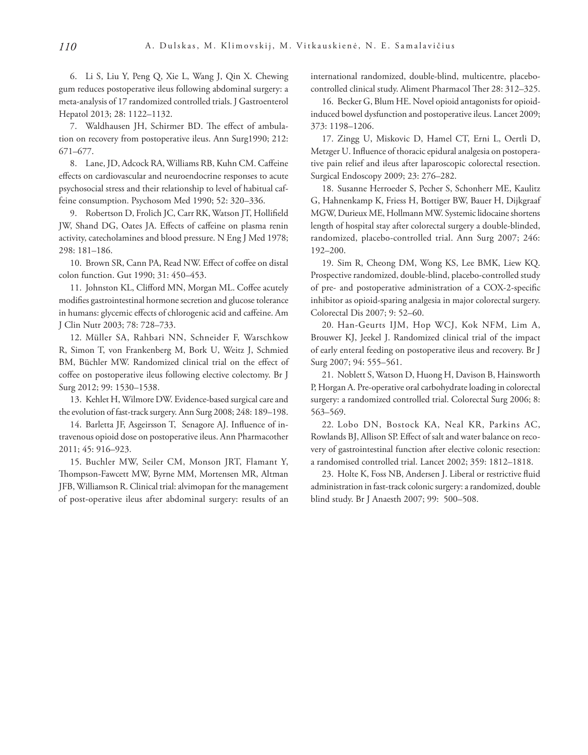6. Li S, Liu Y, Peng Q, Xie L, Wang J, Qin X. Chewing gum reduces postoperative ileus following abdominal surgery: a meta-analysis of 17 randomized controlled trials. J Gastroenterol Hepatol 2013; 28: 1122–1132.

7. Waldhausen JH, Schirmer BD. The effect of ambulation on recovery from postoperative ileus. Ann Surg1990; 212: 671–677.

8. Lane, JD, Adcock RA, Williams RB, Kuhn CM. Caffeine effects on cardiovascular and neuroendocrine responses to acute psychosocial stress and their relationship to level of habitual caffeine consumption. Psychosom Med 1990; 52: 320–336.

9. Robertson D, Frolich JC, Carr RK, Watson JT, Hollifield JW, Shand DG, Oates JA. Effects of caffeine on plasma renin activity, catecholamines and blood pressure. N Eng J Med 1978; 298: 181–186.

10. Brown SR, Cann PA, Read NW. Effect of coffee on distal colon function. Gut 1990; 31: 450–453.

11. Johnston KL, Clifford MN, Morgan ML. Coffee acutely modifies gastrointestinal hormone secretion and glucose tolerance in humans: glycemic effects of chlorogenic acid and caffeine. Am J Clin Nutr 2003; 78: 728–733.

12. Müller SA, Rahbari NN, Schneider F, Warschkow R, Simon T, von Frankenberg M, Bork U, Weitz J, Schmied BM, Büchler MW. Randomized clinical trial on the effect of coffee on postoperative ileus following elective colectomy. Br J Surg 2012; 99: 1530–1538.

13. Kehlet H, Wilmore DW. Evidence-based surgical care and the evolution of fast-track surgery. Ann Surg 2008; 248: 189–198.

14. Barletta JF, Asgeirsson T, Senagore AJ. Influence of intravenous opioid dose on postoperative ileus. Ann Pharmacother 2011; 45: 916–923.

15. Buchler MW, Seiler CM, Monson JRT, Flamant Y, Thompson-Fawcett MW, Byrne MM, Mortensen MR, Altman JFB, Williamson R. Clinical trial: alvimopan for the management of post-operative ileus after abdominal surgery: results of an international randomized, double-blind, multicentre, placebo-controlled clinical study. Aliment Pharmacol Ther 28: 312–325.

16. Becker G, Blum HE. Novel opioid antagonists for opioid-induced bowel dysfunction and postoperative ileus. Lancet 2009; 373: 1198–1206.

17. Zingg U, Miskovic D, Hamel CT, Erni L, Oertli D, Metzger U. Influence of thoracic epidural analgesia on postoperative pain relief and ileus after laparoscopic colorectal resection. Surgical Endoscopy 2009; 23: 276–282.

18. Susanne Herroeder S, Pecher S, Schonherr ME, Kaulitz G, Hahnenkamp K, Friess H, Bottiger BW, Bauer H, Dijkgraaf MGW, Durieux ME, Hollmann MW. Systemic lidocaine shortens length of hospital stay after colorectal surgery a double-blinded, randomized, placebo-controlled trial. Ann Surg 2007; 246: 192–200.

19. Sim R, Cheong DM, Wong KS, Lee BMK, Liew KQ. Prospective randomized, double-blind, placebo-controlled study of pre- and postoperative administration of a COX-2-specific inhibitor as opioid-sparing analgesia in major colorectal surgery. Colorectal Dis 2007; 9: 52–60.

20. Han-Geurts IJM, Hop WCJ, Kok NFM, Lim A, Brouwer KJ, Jeekel J. Randomized clinical trial of the impact of early enteral feeding on postoperative ileus and recovery. Br J Surg 2007; 94: 555–561.

21. Noblett S, Watson D, Huong H, Davison B, Hainsworth P, Horgan A. Pre-operative oral carbohydrate loading in colorectal surgery: a randomized controlled trial. Colorectal Surg 2006; 8: 563–569.

22. Lobo DN, Bostock KA, Neal KR, Parkins AC, Rowlands BJ, Allison SP. Effect of salt and water balance on recovery of gastrointestinal function after elective colonic resection: a randomised controlled trial. Lancet 2002; 359: 1812–1818.

23. Holte K, Foss NB, Andersen J. Liberal or restrictive fluid administration in fast-track colonic surgery: a randomized, double blind study. Br J Anaesth 2007; 99: 500–508.